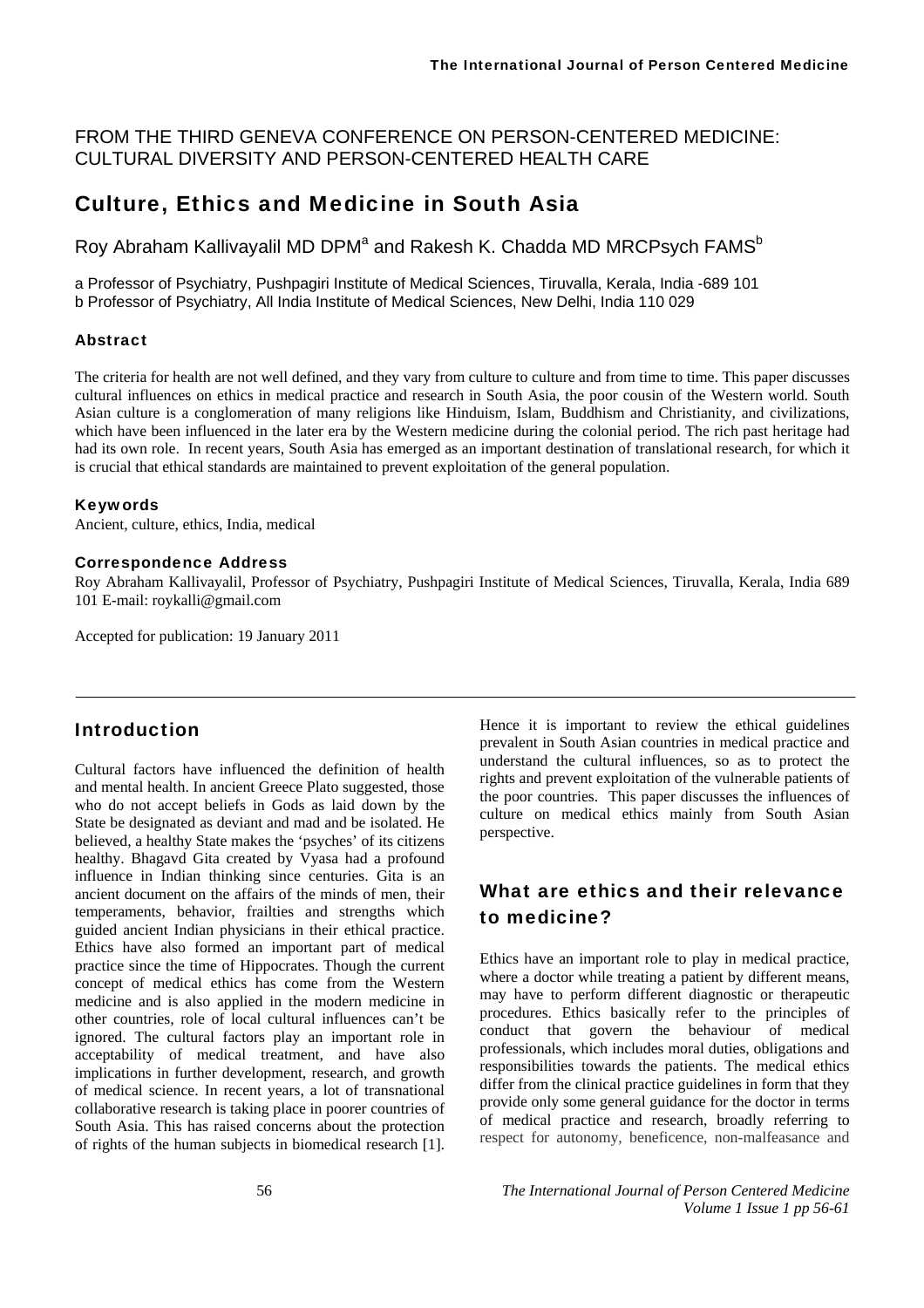FROM THE THIRD GENEVA CONFERENCE ON PERSON-CENTERED MEDICINE: CULTURAL DIVERSITY AND PERSON-CENTERED HEALTH CARE

# Culture, Ethics and Medicine in South Asia

Roy Abraham Kallivayalil MD DPM[a] and Rakesh K. Chadda MD MRCPsych FAMS[b]

a Professor of Psychiatry, Pushpagiri Institute of Medical Sciences, Tiruvalla, Kerala, India -689 101
b Professor of Psychiatry, All India Institute of Medical Sciences, New Delhi, India 110 029

### Abstract

The criteria for health are not well defined, and they vary from culture to culture and from time to time. This paper discusses cultural influences on ethics in medical practice and research in South Asia, the poor cousin of the Western world. South Asian culture is a conglomeration of many religions like Hinduism, Islam, Buddhism and Christianity, and civilizations, which have been influenced in the later era by the Western medicine during the colonial period. The rich past heritage had had its own role. In recent years, South Asia has emerged as an important destination of translational research, for which it is crucial that ethical standards are maintained to prevent exploitation of the general population.

### Keywords

Ancient, culture, ethics, India, medical

### Correspondence Address

Roy Abraham Kallivayalil, Professor of Psychiatry, Pushpagiri Institute of Medical Sciences, Tiruvalla, Kerala, India 689 101 E-mail: roykalli@gmail.com

Accepted for publication: 19 January 2011

## Introduction

Cultural factors have influenced the definition of health and mental health. In ancient Greece Plato suggested, those who do not accept beliefs in Gods as laid down by the State be designated as deviant and mad and be isolated. He believed, a healthy State makes the 'psyches' of its citizens healthy. Bhagavd Gita created by Vyasa had a profound influence in Indian thinking since centuries. Gita is an ancient document on the affairs of the minds of men, their temperaments, behavior, frailties and strengths which guided ancient Indian physicians in their ethical practice. Ethics have also formed an important part of medical practice since the time of Hippocrates. Though the current concept of medical ethics has come from the Western medicine and is also applied in the modern medicine in other countries, role of local cultural influences can't be ignored. The cultural factors play an important role in acceptability of medical treatment, and have also implications in further development, research, and growth of medical science. In recent years, a lot of transnational collaborative research is taking place in poorer countries of South Asia. This has raised concerns about the protection of rights of the human subjects in biomedical research [1]. Hence it is important to review the ethical guidelines prevalent in South Asian countries in medical practice and understand the cultural influences, so as to protect the rights and prevent exploitation of the vulnerable patients of the poor countries. This paper discusses the influences of culture on medical ethics mainly from South Asian perspective.

## What are ethics and their relevance to medicine?

Ethics have an important role to play in medical practice, where a doctor while treating a patient by different means, may have to perform different diagnostic or therapeutic procedures. Ethics basically refer to the principles of conduct that govern the behaviour of medical professionals, which includes moral duties, obligations and responsibilities towards the patients. The medical ethics differ from the clinical practice guidelines in form that they provide only some general guidance for the doctor in terms of medical practice and research, broadly referring to respect for autonomy, beneficence, non-malfeasance and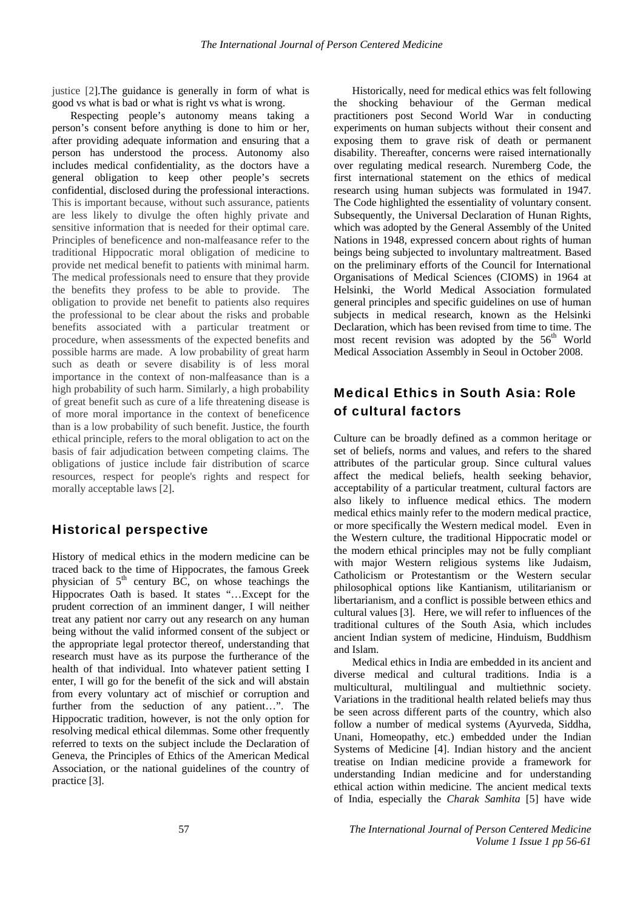justice [2].The guidance is generally in form of what is good vs what is bad or what is right vs what is wrong.

Respecting people's autonomy means taking a person's consent before anything is done to him or her, after providing adequate information and ensuring that a person has understood the process. Autonomy also includes medical confidentiality, as the doctors have a general obligation to keep other people's secrets confidential, disclosed during the professional interactions. This is important because, without such assurance, patients are less likely to divulge the often highly private and sensitive information that is needed for their optimal care. Principles of beneficence and non-malfeasance refer to the traditional Hippocratic moral obligation of medicine to provide net medical benefit to patients with minimal harm. The medical professionals need to ensure that they provide the benefits they profess to be able to provide. The obligation to provide net benefit to patients also requires the professional to be clear about the risks and probable benefits associated with a particular treatment or procedure, when assessments of the expected benefits and possible harms are made. A low probability of great harm such as death or severe disability is of less moral importance in the context of non-malfeasance than is a high probability of such harm. Similarly, a high probability of great benefit such as cure of a life threatening disease is of more moral importance in the context of beneficence than is a low probability of such benefit. Justice, the fourth ethical principle, refers to the moral obligation to act on the basis of fair adjudication between competing claims. The obligations of justice include fair distribution of scarce resources, respect for people's rights and respect for morally acceptable laws [2].

## Historical perspective

History of medical ethics in the modern medicine can be traced back to the time of Hippocrates, the famous Greek physician of 5th century BC, on whose teachings the Hippocrates Oath is based. It states "…Except for the prudent correction of an imminent danger, I will neither treat any patient nor carry out any research on any human being without the valid informed consent of the subject or the appropriate legal protector thereof, understanding that research must have as its purpose the furtherance of the health of that individual. Into whatever patient setting I enter, I will go for the benefit of the sick and will abstain from every voluntary act of mischief or corruption and further from the seduction of any patient…". The Hippocratic tradition, however, is not the only option for resolving medical ethical dilemmas. Some other frequently referred to texts on the subject include the Declaration of Geneva, the Principles of Ethics of the American Medical Association, or the national guidelines of the country of practice [3].

Historically, need for medical ethics was felt following the shocking behaviour of the German medical practitioners post Second World War in conducting experiments on human subjects without their consent and exposing them to grave risk of death or permanent disability. Thereafter, concerns were raised internationally over regulating medical research. Nuremberg Code, the first international statement on the ethics of medical research using human subjects was formulated in 1947. The Code highlighted the essentiality of voluntary consent. Subsequently, the Universal Declaration of Hunan Rights, which was adopted by the General Assembly of the United Nations in 1948, expressed concern about rights of human beings being subjected to involuntary maltreatment. Based on the preliminary efforts of the Council for International Organisations of Medical Sciences (CIOMS) in 1964 at Helsinki, the World Medical Association formulated general principles and specific guidelines on use of human subjects in medical research, known as the Helsinki Declaration, which has been revised from time to time. The most recent revision was adopted by the 56th World Medical Association Assembly in Seoul in October 2008.

## Medical Ethics in South Asia: Role of cultural factors

Culture can be broadly defined as a common heritage or set of beliefs, norms and values, and refers to the shared attributes of the particular group. Since cultural values affect the medical beliefs, health seeking behavior, acceptability of a particular treatment, cultural factors are also likely to influence medical ethics. The modern medical ethics mainly refer to the modern medical practice, or more specifically the Western medical model. Even in the Western culture, the traditional Hippocratic model or the modern ethical principles may not be fully compliant with major Western religious systems like Judaism, Catholicism or Protestantism or the Western secular philosophical options like Kantianism, utilitarianism or libertarianism, and a conflict is possible between ethics and cultural values [3]. Here, we will refer to influences of the traditional cultures of the South Asia, which includes ancient Indian system of medicine, Hinduism, Buddhism and Islam.

Medical ethics in India are embedded in its ancient and diverse medical and cultural traditions. India is a multicultural, multilingual and multiethnic society. Variations in the traditional health related beliefs may thus be seen across different parts of the country, which also follow a number of medical systems (Ayurveda, Siddha, Unani, Homeopathy, etc.) embedded under the Indian Systems of Medicine [4]. Indian history and the ancient treatise on Indian medicine provide a framework for understanding Indian medicine and for understanding ethical action within medicine. The ancient medical texts of India, especially the *Charak Samhita* [5] have wide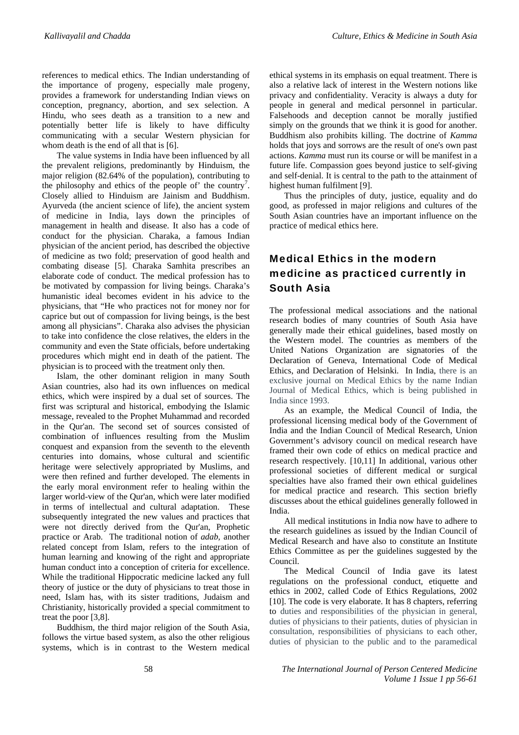references to medical ethics. The Indian understanding of the importance of progeny, especially male progeny, provides a framework for understanding Indian views on conception, pregnancy, abortion, and sex selection. A Hindu, who sees death as a transition to a new and potentially better life is likely to have difficulty communicating with a secular Western physician for whom death is the end of all that is [6].

The value systems in India have been influenced by all the prevalent religions, predominantly by Hinduism, the major religion (82.64% of the population), contributing to the philosophy and ethics of the people of' the country[7]. Closely allied to Hinduism are Jainism and Buddhism. Ayurveda (the ancient science of life), the ancient system of medicine in India, lays down the principles of management in health and disease. It also has a code of conduct for the physician. Charaka, a famous Indian physician of the ancient period, has described the objective of medicine as two fold; preservation of good health and combating disease [5]. Charaka Samhita prescribes an elaborate code of conduct. The medical profession has to be motivated by compassion for living beings. Charaka's humanistic ideal becomes evident in his advice to the physicians, that "He who practices not for money nor for caprice but out of compassion for living beings, is the best among all physicians". Charaka also advises the physician to take into confidence the close relatives, the elders in the community and even the State officials, before undertaking procedures which might end in death of the patient. The physician is to proceed with the treatment only then.

Islam, the other dominant religion in many South Asian countries, also had its own influences on medical ethics, which were inspired by a dual set of sources. The first was scriptural and historical, embodying the Islamic message, revealed to the Prophet Muhammad and recorded in the Qur'an. The second set of sources consisted of combination of influences resulting from the Muslim conquest and expansion from the seventh to the eleventh centuries into domains, whose cultural and scientific heritage were selectively appropriated by Muslims, and were then refined and further developed. The elements in the early moral environment refer to healing within the larger world-view of the Qur'an, which were later modified in terms of intellectual and cultural adaptation. These subsequently integrated the new values and practices that were not directly derived from the Qur'an, Prophetic practice or Arab. The traditional notion of *adab,* another related concept from Islam, refers to the integration of human learning and knowing of the right and appropriate human conduct into a conception of criteria for excellence. While the traditional Hippocratic medicine lacked any full theory of justice or the duty of physicians to treat those in need, Islam has, with its sister traditions, Judaism and Christianity, historically provided a special commitment to treat the poor [3,8].

Buddhism, the third major religion of the South Asia, follows the virtue based system, as also the other religious systems, which is in contrast to the Western medical ethical systems in its emphasis on equal treatment. There is also a relative lack of interest in the Western notions like privacy and confidentiality. Veracity is always a duty for people in general and medical personnel in particular. Falsehoods and deception cannot be morally justified simply on the grounds that we think it is good for another. Buddhism also prohibits killing. The doctrine of *Kamma* holds that joys and sorrows are the result of one's own past actions. *Kamma* must run its course or will be manifest in a future life. Compassion goes beyond justice to self-giving and self-denial. It is central to the path to the attainment of highest human fulfilment [9].

Thus the principles of duty, justice, equality and do good, as professed in major religions and cultures of the South Asian countries have an important influence on the practice of medical ethics here.

## Medical Ethics in the modern medicine as practiced currently in South Asia

The professional medical associations and the national research bodies of many countries of South Asia have generally made their ethical guidelines, based mostly on the Western model. The countries as members of the United Nations Organization are signatories of the Declaration of Geneva, International Code of Medical Ethics, and Declaration of Helsinki. In India, there is an exclusive journal on Medical Ethics by the name Indian Journal of Medical Ethics, which is being published in India since 1993.

As an example, the Medical Council of India, the professional licensing medical body of the Government of India and the Indian Council of Medical Research, Union Government's advisory council on medical research have framed their own code of ethics on medical practice and research respectively. [10,11] In additional, various other professional societies of different medical or surgical specialties have also framed their own ethical guidelines for medical practice and research. This section briefly discusses about the ethical guidelines generally followed in India.

All medical institutions in India now have to adhere to the research guidelines as issued by the Indian Council of Medical Research and have also to constitute an Institute Ethics Committee as per the guidelines suggested by the Council.

The Medical Council of India gave its latest regulations on the professional conduct, etiquette and ethics in 2002, called Code of Ethics Regulations, 2002 [10]. The code is very elaborate. It has 8 chapters, referring to duties and responsibilities of the physician in general, duties of physicians to their patients, duties of physician in consultation, responsibilities of physicians to each other, duties of physician to the public and to the paramedical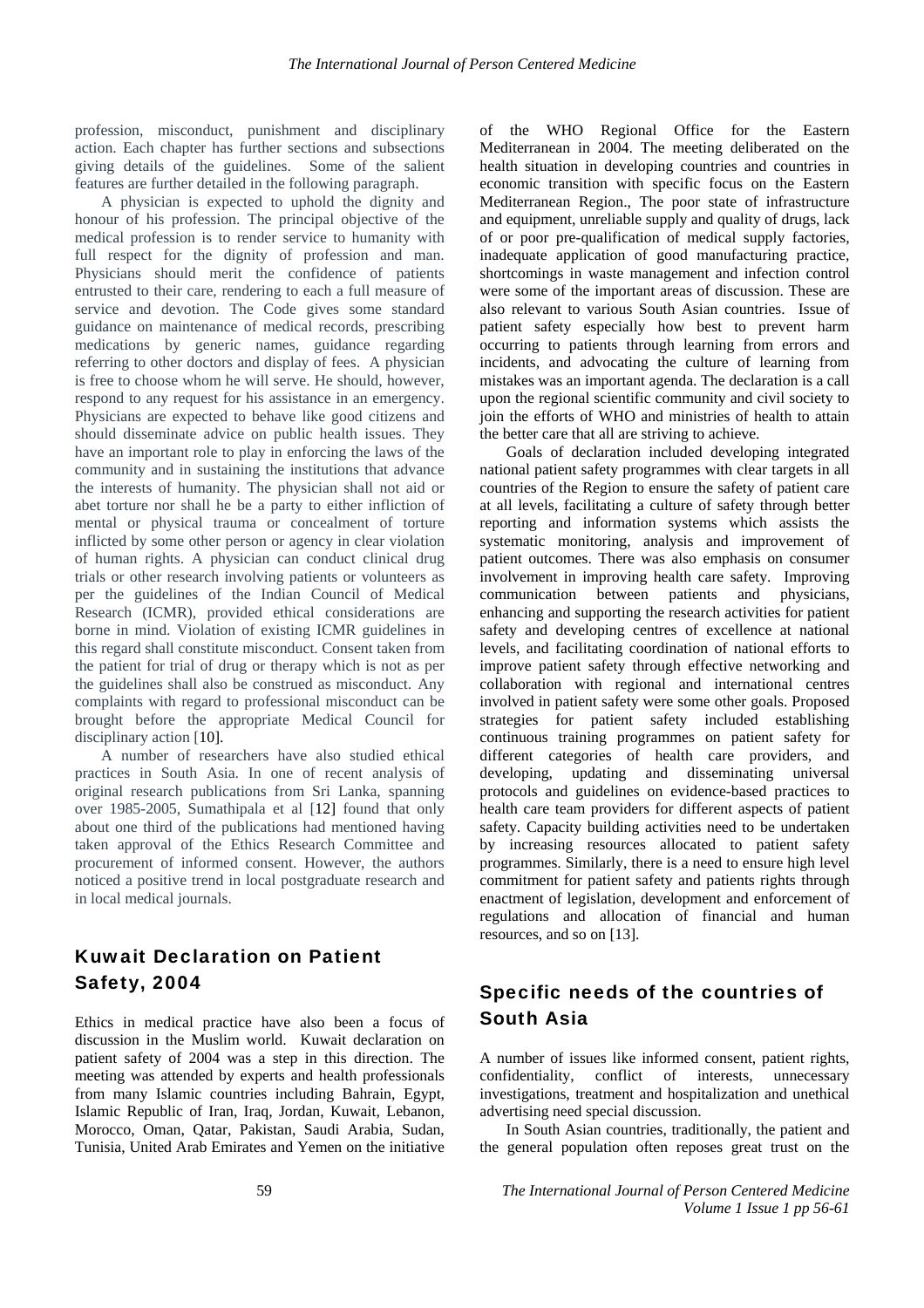profession, misconduct, punishment and disciplinary action. Each chapter has further sections and subsections giving details of the guidelines. Some of the salient features are further detailed in the following paragraph.

A physician is expected to uphold the dignity and honour of his profession. The principal objective of the medical profession is to render service to humanity with full respect for the dignity of profession and man. Physicians should merit the confidence of patients entrusted to their care, rendering to each a full measure of service and devotion. The Code gives some standard guidance on maintenance of medical records, prescribing medications by generic names, guidance regarding referring to other doctors and display of fees. A physician is free to choose whom he will serve. He should, however, respond to any request for his assistance in an emergency. Physicians are expected to behave like good citizens and should disseminate advice on public health issues. They have an important role to play in enforcing the laws of the community and in sustaining the institutions that advance the interests of humanity. The physician shall not aid or abet torture nor shall he be a party to either infliction of mental or physical trauma or concealment of torture inflicted by some other person or agency in clear violation of human rights. A physician can conduct clinical drug trials or other research involving patients or volunteers as per the guidelines of the Indian Council of Medical Research (ICMR), provided ethical considerations are borne in mind. Violation of existing ICMR guidelines in this regard shall constitute misconduct. Consent taken from the patient for trial of drug or therapy which is not as per the guidelines shall also be construed as misconduct. Any complaints with regard to professional misconduct can be brought before the appropriate Medical Council for disciplinary action [10].

A number of researchers have also studied ethical practices in South Asia. In one of recent analysis of original research publications from Sri Lanka, spanning over 1985-2005, Sumathipala et al [12] found that only about one third of the publications had mentioned having taken approval of the Ethics Research Committee and procurement of informed consent. However, the authors noticed a positive trend in local postgraduate research and in local medical journals.

## Kuwait Declaration on Patient Safety, 2004

Ethics in medical practice have also been a focus of discussion in the Muslim world. Kuwait declaration on patient safety of 2004 was a step in this direction. The meeting was attended by experts and health professionals from many Islamic countries including Bahrain, Egypt, Islamic Republic of Iran, Iraq, Jordan, Kuwait, Lebanon, Morocco, Oman, Qatar, Pakistan, Saudi Arabia, Sudan, Tunisia, United Arab Emirates and Yemen on the initiative of the WHO Regional Office for the Eastern Mediterranean in 2004. The meeting deliberated on the health situation in developing countries and countries in economic transition with specific focus on the Eastern Mediterranean Region., The poor state of infrastructure and equipment, unreliable supply and quality of drugs, lack of or poor pre-qualification of medical supply factories, inadequate application of good manufacturing practice, shortcomings in waste management and infection control were some of the important areas of discussion. These are also relevant to various South Asian countries. Issue of patient safety especially how best to prevent harm occurring to patients through learning from errors and incidents, and advocating the culture of learning from mistakes was an important agenda. The declaration is a call upon the regional scientific community and civil society to join the efforts of WHO and ministries of health to attain the better care that all are striving to achieve.

Goals of declaration included developing integrated national patient safety programmes with clear targets in all countries of the Region to ensure the safety of patient care at all levels, facilitating a culture of safety through better reporting and information systems which assists the systematic monitoring, analysis and improvement of patient outcomes. There was also emphasis on consumer involvement in improving health care safety. Improving communication between patients and physicians, enhancing and supporting the research activities for patient safety and developing centres of excellence at national levels, and facilitating coordination of national efforts to improve patient safety through effective networking and collaboration with regional and international centres involved in patient safety were some other goals. Proposed strategies for patient safety included establishing continuous training programmes on patient safety for different categories of health care providers, and developing, updating and disseminating universal protocols and guidelines on evidence-based practices to health care team providers for different aspects of patient safety. Capacity building activities need to be undertaken by increasing resources allocated to patient safety programmes. Similarly, there is a need to ensure high level commitment for patient safety and patients rights through enactment of legislation, development and enforcement of regulations and allocation of financial and human resources, and so on [13].

## Specific needs of the countries of South Asia

A number of issues like informed consent, patient rights, confidentiality, conflict of interests, unnecessary investigations, treatment and hospitalization and unethical advertising need special discussion.

In South Asian countries, traditionally, the patient and the general population often reposes great trust on the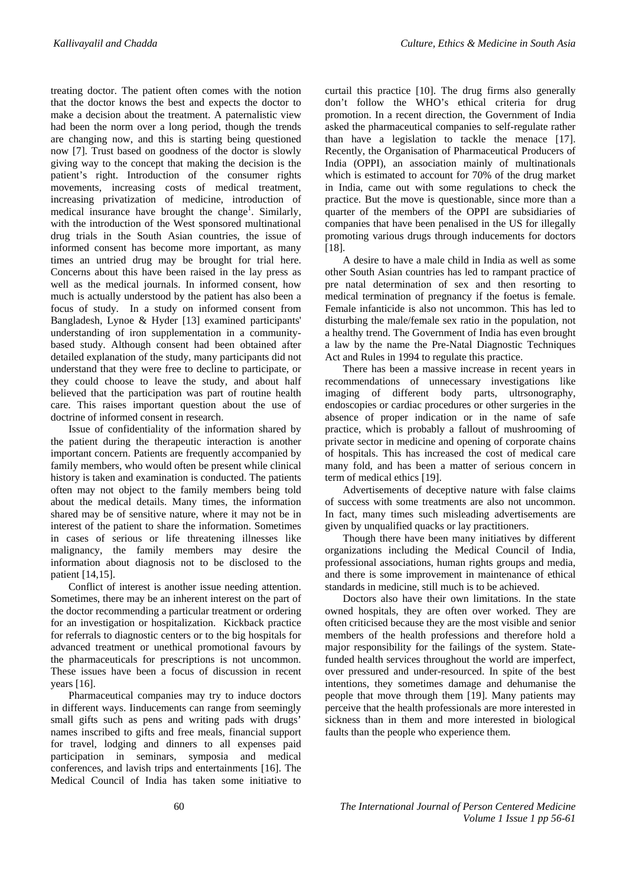treating doctor. The patient often comes with the notion that the doctor knows the best and expects the doctor to make a decision about the treatment. A paternalistic view had been the norm over a long period, though the trends are changing now, and this is starting being questioned now [7]. Trust based on goodness of the doctor is slowly giving way to the concept that making the decision is the patient's right. Introduction of the consumer rights movements, increasing costs of medical treatment, increasing privatization of medicine, introduction of medical insurance have brought the change[1]. Similarly, with the introduction of the West sponsored multinational drug trials in the South Asian countries, the issue of informed consent has become more important, as many times an untried drug may be brought for trial here. Concerns about this have been raised in the lay press as well as the medical journals. In informed consent, how much is actually understood by the patient has also been a focus of study. In a study on informed consent from Bangladesh, Lynoe & Hyder [13] examined participants' understanding of iron supplementation in a community-based study. Although consent had been obtained after detailed explanation of the study, many participants did not understand that they were free to decline to participate, or they could choose to leave the study, and about half believed that the participation was part of routine health care. This raises important question about the use of doctrine of informed consent in research.

Issue of confidentiality of the information shared by the patient during the therapeutic interaction is another important concern. Patients are frequently accompanied by family members, who would often be present while clinical history is taken and examination is conducted. The patients often may not object to the family members being told about the medical details. Many times, the information shared may be of sensitive nature, where it may not be in interest of the patient to share the information. Sometimes in cases of serious or life threatening illnesses like malignancy, the family members may desire the information about diagnosis not to be disclosed to the patient [14,15].

Conflict of interest is another issue needing attention. Sometimes, there may be an inherent interest on the part of the doctor recommending a particular treatment or ordering for an investigation or hospitalization. Kickback practice for referrals to diagnostic centers or to the big hospitals for advanced treatment or unethical promotional favours by the pharmaceuticals for prescriptions is not uncommon. These issues have been a focus of discussion in recent years [16].

Pharmaceutical companies may try to induce doctors in different ways. Iinducements can range from seemingly small gifts such as pens and writing pads with drugs' names inscribed to gifts and free meals, financial support for travel, lodging and dinners to all expenses paid participation in seminars, symposia and medical conferences, and lavish trips and entertainments [16]. The Medical Council of India has taken some initiative to curtail this practice [10]. The drug firms also generally don't follow the WHO's ethical criteria for drug promotion. In a recent direction, the Government of India asked the pharmaceutical companies to self-regulate rather than have a legislation to tackle the menace [17]. Recently, the Organisation of Pharmaceutical Producers of India (OPPI), an association mainly of multinationals which is estimated to account for 70% of the drug market in India, came out with some regulations to check the practice. But the move is questionable, since more than a quarter of the members of the OPPI are subsidiaries of companies that have been penalised in the US for illegally promoting various drugs through inducements for doctors [18].

A desire to have a male child in India as well as some other South Asian countries has led to rampant practice of pre natal determination of sex and then resorting to medical termination of pregnancy if the foetus is female. Female infanticide is also not uncommon. This has led to disturbing the male/female sex ratio in the population, not a healthy trend. The Government of India has even brought a law by the name the Pre-Natal Diagnostic Techniques Act and Rules in 1994 to regulate this practice.

There has been a massive increase in recent years in recommendations of unnecessary investigations like imaging of different body parts, ultrsonography, endoscopies or cardiac procedures or other surgeries in the absence of proper indication or in the name of safe practice, which is probably a fallout of mushrooming of private sector in medicine and opening of corporate chains of hospitals. This has increased the cost of medical care many fold, and has been a matter of serious concern in term of medical ethics [19].

Advertisements of deceptive nature with false claims of success with some treatments are also not uncommon. In fact, many times such misleading advertisements are given by unqualified quacks or lay practitioners.

Though there have been many initiatives by different organizations including the Medical Council of India, professional associations, human rights groups and media, and there is some improvement in maintenance of ethical standards in medicine, still much is to be achieved.

Doctors also have their own limitations. In the state owned hospitals, they are often over worked. They are often criticised because they are the most visible and senior members of the health professions and therefore hold a major responsibility for the failings of the system. State-funded health services throughout the world are imperfect, over pressured and under-resourced. In spite of the best intentions, they sometimes damage and dehumanise the people that move through them [19]. Many patients may perceive that the health professionals are more interested in sickness than in them and more interested in biological faults than the people who experience them.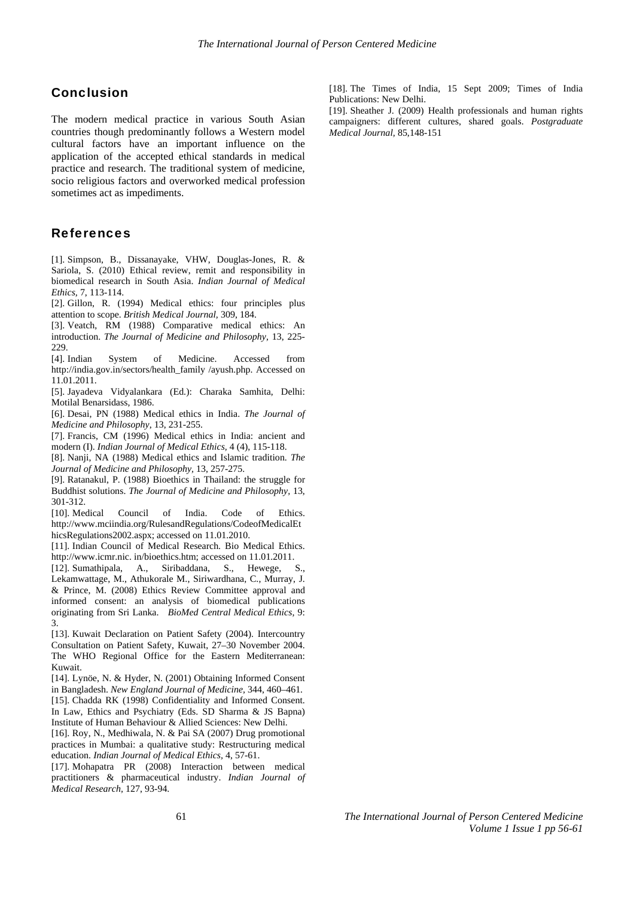## Conclusion

The modern medical practice in various South Asian countries though predominantly follows a Western model cultural factors have an important influence on the application of the accepted ethical standards in medical practice and research. The traditional system of medicine, socio religious factors and overworked medical profession sometimes act as impediments.

## References

[1]. Simpson, B., Dissanayake, VHW, Douglas-Jones, R. & Sariola, S. (2010) Ethical review, remit and responsibility in biomedical research in South Asia. *Indian Journal of Medical Ethics*, 7, 113-114.

[2]. Gillon, R. (1994) Medical ethics: four principles plus attention to scope. *British Medical Journal*, 309, 184.

[3]. Veatch, RM (1988) Comparative medical ethics: An introduction. *The Journal of Medicine and Philosophy*, 13, 225-229.

[4]. Indian System of Medicine. Accessed from http://india.gov.in/sectors/health_family /ayush.php. Accessed on 11.01.2011.

[5]. Jayadeva Vidyalankara (Ed.): Charaka Samhita, Delhi: Motilal Benarsidass, 1986.

[6]. Desai, PN (1988) Medical ethics in India. *The Journal of Medicine and Philosophy*, 13, 231-255.

[7]. Francis, CM (1996) Medical ethics in India: ancient and modern (I). *Indian Journal of Medical Ethics*, 4 (4), 115-118.

[8]. Nanji, NA (1988) Medical ethics and Islamic tradition. *The Journal of Medicine and Philosophy*, 13, 257-275.

[9]. Ratanakul, P. (1988) Bioethics in Thailand: the struggle for Buddhist solutions. *The Journal of Medicine and Philosophy*, 13, 301-312.

[10]. Medical Council of India. Code of Ethics. http://www.mciindia.org/RulesandRegulations/CodeofMedicalEthicsRegulations2002.aspx; accessed on 11.01.2010.

[11]. Indian Council of Medical Research. Bio Medical Ethics. http://www.icmr.nic. in/bioethics.htm; accessed on 11.01.2011.

[12]. Sumathipala, A., Siribaddana, S., Hewege, S., Lekamwattage, M., Athukorale M., Siriwardhana, C., Murray, J. & Prince, M. (2008) Ethics Review Committee approval and informed consent: an analysis of biomedical publications originating from Sri Lanka. *BioMed Central Medical Ethics*, 9: 3.

[13]. Kuwait Declaration on Patient Safety (2004). Intercountry Consultation on Patient Safety, Kuwait, 27–30 November 2004. The WHO Regional Office for the Eastern Mediterranean: Kuwait.

[14]. Lynöe, N. & Hyder, N. (2001) Obtaining Informed Consent in Bangladesh. *New England Journal of Medicine*, 344, 460–461.

[15]. Chadda RK (1998) Confidentiality and Informed Consent. In Law, Ethics and Psychiatry (Eds. SD Sharma & JS Bapna) Institute of Human Behaviour & Allied Sciences: New Delhi.

[16]. Roy, N., Medhiwala, N. & Pai SA (2007) Drug promotional practices in Mumbai: a qualitative study: Restructuring medical education. *Indian Journal of Medical Ethics*, 4, 57-61.

[17]. Mohapatra PR (2008) Interaction between medical practitioners & pharmaceutical industry. *Indian Journal of Medical Research*, 127, 93-94.

[18]. The Times of India, 15 Sept 2009; Times of India Publications: New Delhi.

[19]. Sheather J. (2009) Health professionals and human rights campaigners: different cultures, shared goals. *Postgraduate Medical Journal*, 85,148-151